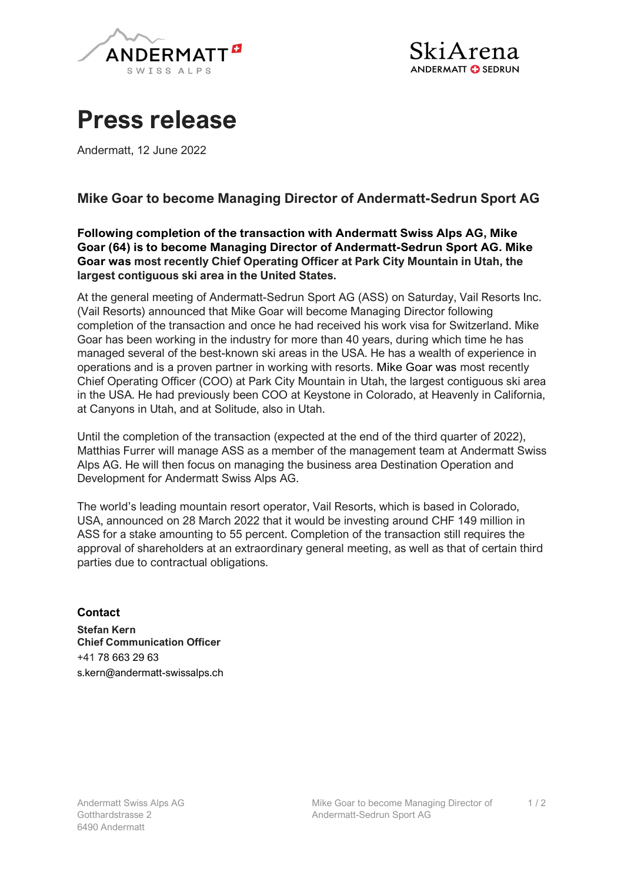# Press release

Andermatt, 12 June 2022

## Mike Goar to become Managing Director of Andermatt-Sedrun Sport AG

**Following completion of the transaction with Andermatt Swiss Alps AG, Mike Goar (64) is to become Managing Director of Andermatt-Sedrun Sport AG. Mike Goar was most recently Chief Operating Officer at Park City Mountain in Utah, the largest contiguous ski area in the United States.**

At the general meeting of Andermatt-Sedrun Sport AG (ASS) on Saturday, Vail Resorts Inc. (Vail Resorts) announced that Mike Goar will become Managing Director following completion of the transaction and once he had received his work visa for Switzerland. Mike Goar has been working in the industry for more than 40 years, during which time he has managed several of the best-known ski areas in the USA. He has a wealth of experience in operations and is a proven partner in working with resorts. Mike Goar was most recently Chief Operating Officer (COO) at Park City Mountain in Utah, the largest contiguous ski area in the USA. He had previously been COO at Keystone in Colorado, at Heavenly in California, at Canyons in Utah, and at Solitude, also in Utah.

Until the completion of the transaction (expected at the end of the third quarter of 2022), Matthias Furrer will manage ASS as a member of the management team at Andermatt Swiss Alps AG. He will then focus on managing the business area Destination Operation and Development for Andermatt Swiss Alps AG.

The world's leading mountain resort operator, Vail Resorts, which is based in Colorado, USA, announced on 28 March 2022 that it would be investing around CHF 149 million in ASS for a stake amounting to 55 percent. Completion of the transaction still requires the approval of shareholders at an extraordinary general meeting, as well as that of certain third parties due to contractual obligations.

**Contact**

**Stefan Kern**
**Chief Communication Officer**
+41 78 663 29 63
s.kern@andermatt-swissalps.ch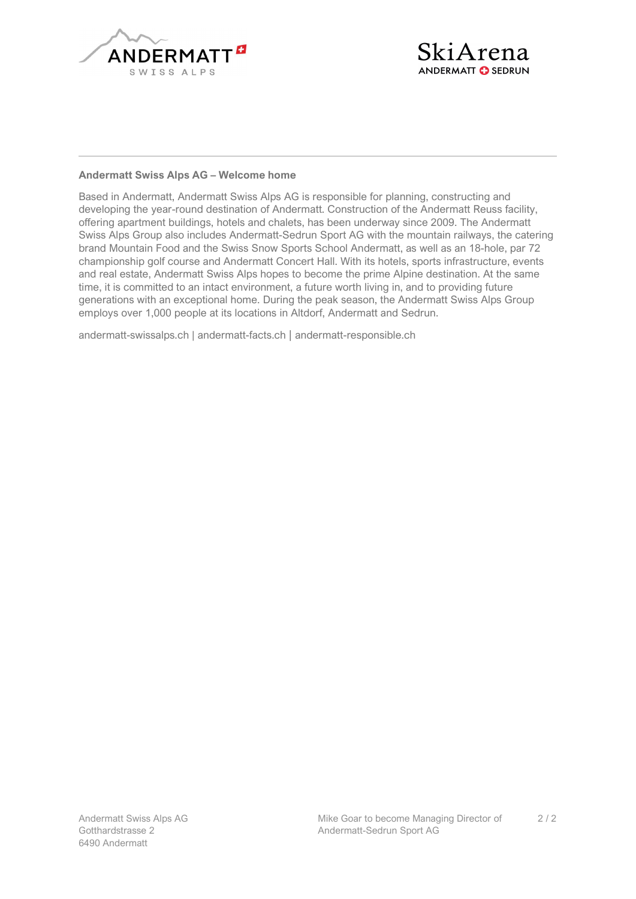**Andermatt Swiss Alps AG – Welcome home**

Based in Andermatt, Andermatt Swiss Alps AG is responsible for planning, constructing and developing the year-round destination of Andermatt. Construction of the Andermatt Reuss facility, offering apartment buildings, hotels and chalets, has been underway since 2009. The Andermatt Swiss Alps Group also includes Andermatt-Sedrun Sport AG with the mountain railways, the catering brand Mountain Food and the Swiss Snow Sports School Andermatt, as well as an 18-hole, par 72 championship golf course and Andermatt Concert Hall. With its hotels, sports infrastructure, events and real estate, Andermatt Swiss Alps hopes to become the prime Alpine destination. At the same time, it is committed to an intact environment, a future worth living in, and to providing future generations with an exceptional home. During the peak season, the Andermatt Swiss Alps Group employs over 1,000 people at its locations in Altdorf, Andermatt and Sedrun.

andermatt-swissalps.ch | andermatt-facts.ch | andermatt-responsible.ch